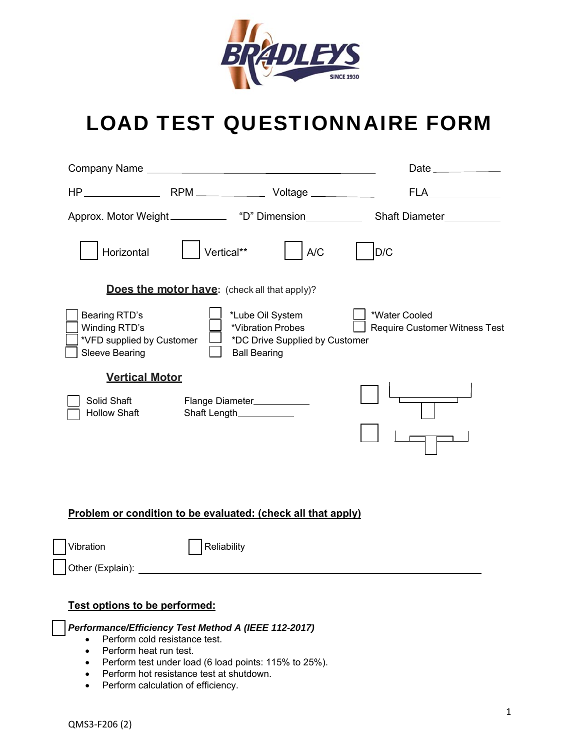# LOAD TEST QUESTIONNAIRE FORM

Company Name ________________________________ Date ____________

HP ____________ RPM ____________ Voltage ____________ FLA____________

Approx. Motor Weight __________ "D" Dimension__________ Shaft Diameter__________

☐ Horizontal ☐ Vertical** ☐ A/C ☐ D/C

**Does the motor have**: (check all that apply)?

☐ Bearing RTD's
☐ Winding RTD's
☐ *VFD supplied by Customer
☐ Sleeve Bearing
☐ *Lube Oil System
☐ *Vibration Probes
☐ *DC Drive Supplied by Customer
☐ Ball Bearing
☐ *Water Cooled
☐ Require Customer Witness Test

**Vertical Motor**

☐ Solid Shaft
☐ Hollow Shaft

Flange Diameter__________
Shaft Length__________

☐
☐

**Problem or condition to be evaluated: (check all that apply)**

☐ Vibration ☐ Reliability

☐ Other (Explain): ______________________________________________

**Test options to be performed:**

☐ ***Performance/Efficiency Test Method A (IEEE 112-2017)***

- Perform cold resistance test.
- Perform heat run test.
- Perform test under load (6 load points: 115% to 25%).
- Perform hot resistance test at shutdown.
- Perform calculation of efficiency.

QMS3-F206 (2)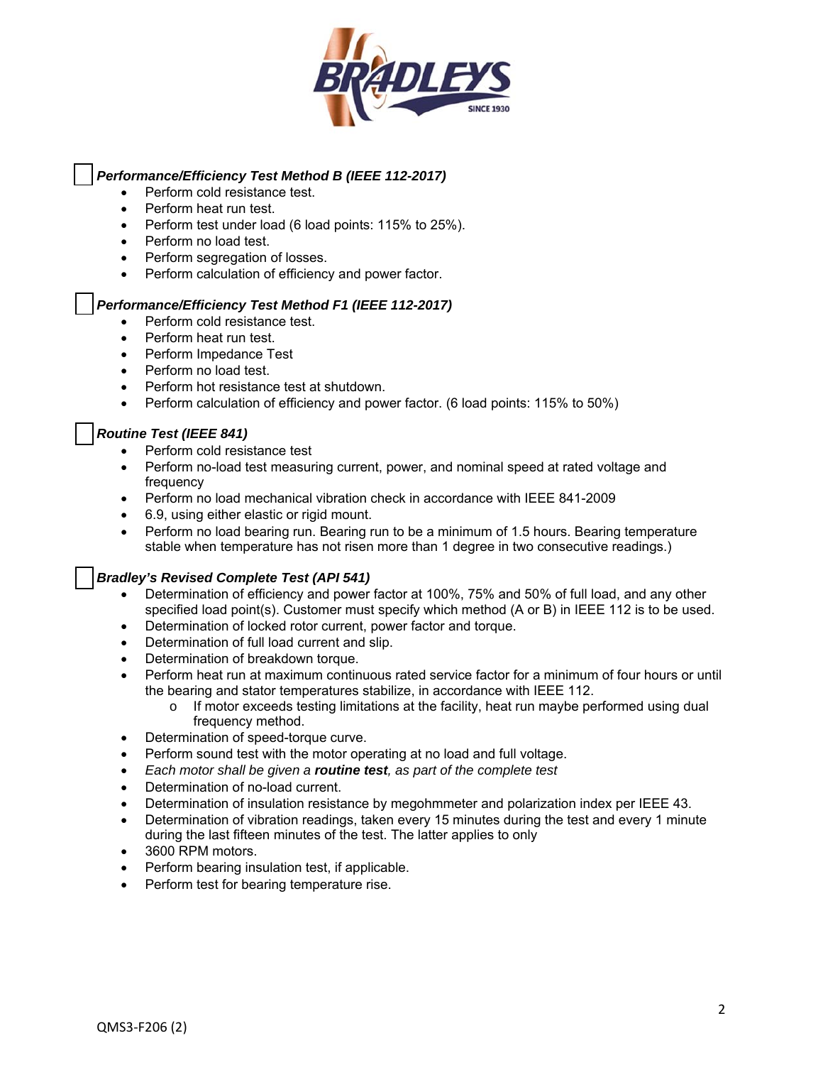☐ ***Performance/Efficiency Test Method B (IEEE 112-2017)***

- Perform cold resistance test.
- Perform heat run test.
- Perform test under load (6 load points: 115% to 25%).
- Perform no load test.
- Perform segregation of losses.
- Perform calculation of efficiency and power factor.

☐ ***Performance/Efficiency Test Method F1 (IEEE 112-2017)***

- Perform cold resistance test.
- Perform heat run test.
- Perform Impedance Test
- Perform no load test.
- Perform hot resistance test at shutdown.
- Perform calculation of efficiency and power factor. (6 load points: 115% to 50%)

☐ ***Routine Test (IEEE 841)***

- Perform cold resistance test
- Perform no-load test measuring current, power, and nominal speed at rated voltage and frequency
- Perform no load mechanical vibration check in accordance with IEEE 841-2009
- 6.9, using either elastic or rigid mount.
- Perform no load bearing run. Bearing run to be a minimum of 1.5 hours. Bearing temperature stable when temperature has not risen more than 1 degree in two consecutive readings.)

☐ ***Bradley's Revised Complete Test (API 541)***

- Determination of efficiency and power factor at 100%, 75% and 50% of full load, and any other specified load point(s). Customer must specify which method (A or B) in IEEE 112 is to be used.
- Determination of locked rotor current, power factor and torque.
- Determination of full load current and slip.
- Determination of breakdown torque.
- Perform heat run at maximum continuous rated service factor for a minimum of four hours or until the bearing and stator temperatures stabilize, in accordance with IEEE 112.
  - If motor exceeds testing limitations at the facility, heat run maybe performed using dual frequency method.
- Determination of speed-torque curve.
- Perform sound test with the motor operating at no load and full voltage.
- *Each motor shall be given a **routine test**, as part of the complete test*
- Determination of no-load current.
- Determination of insulation resistance by megohmmeter and polarization index per IEEE 43.
- Determination of vibration readings, taken every 15 minutes during the test and every 1 minute during the last fifteen minutes of the test. The latter applies to only
- 3600 RPM motors.
- Perform bearing insulation test, if applicable.
- Perform test for bearing temperature rise.

QMS3-F206 (2)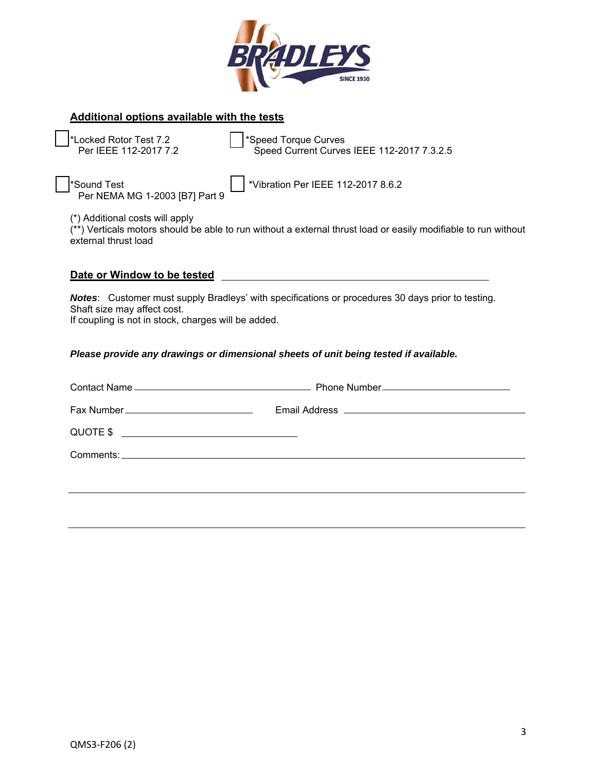## Additional options available with the tests

- [ ] *Locked Rotor Test 7.2
  Per IEEE 112-2017 7.2
- [ ] *Speed Torque Curves
  Speed Current Curves IEEE 112-2017 7.3.2.5
- [ ] *Sound Test
  Per NEMA MG 1-2003 [B7] Part 9
- [ ] *Vibration Per IEEE 112-2017 8.6.2

(*) Additional costs will apply
(**) Verticals motors should be able to run without a external thrust load or easily modifiable to run without external thrust load

**Date or Window to be tested** ______________________________

***Notes***: Customer must supply Bradleys' with specifications or procedures 30 days prior to testing.
Shaft size may affect cost.
If coupling is not in stock, charges will be added.

***Please provide any drawings or dimensional sheets of unit being tested if available.***

Contact Name ______________________________ Phone Number ______________________________

Fax Number ______________________________ Email Address ______________________________

QUOTE $ ______________________________

Comments: ______________________________

______________________________

______________________________

QMS3-F206 (2)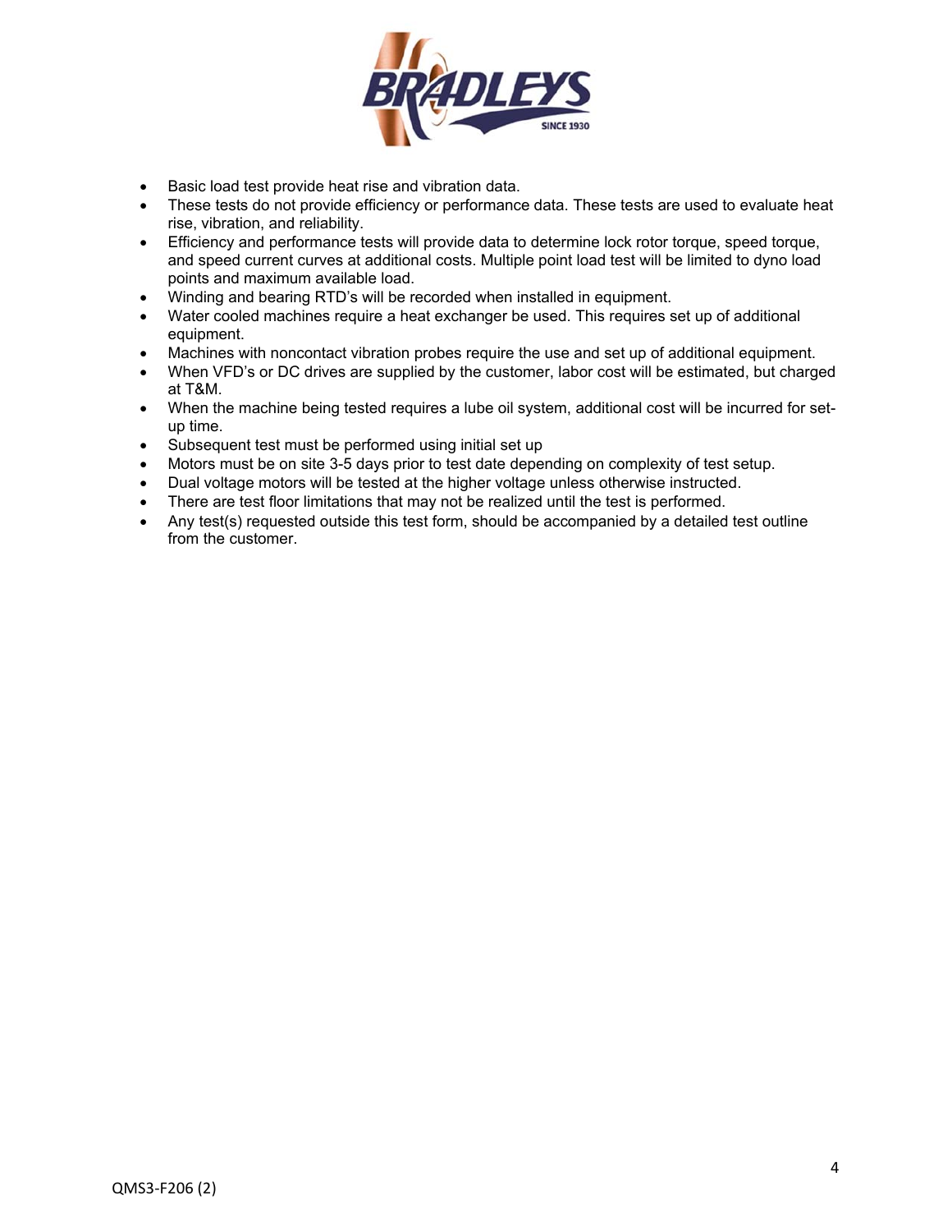- Basic load test provide heat rise and vibration data.
- These tests do not provide efficiency or performance data. These tests are used to evaluate heat rise, vibration, and reliability.
- Efficiency and performance tests will provide data to determine lock rotor torque, speed torque, and speed current curves at additional costs. Multiple point load test will be limited to dyno load points and maximum available load.
- Winding and bearing RTD's will be recorded when installed in equipment.
- Water cooled machines require a heat exchanger be used. This requires set up of additional equipment.
- Machines with noncontact vibration probes require the use and set up of additional equipment.
- When VFD's or DC drives are supplied by the customer, labor cost will be estimated, but charged at T&M.
- When the machine being tested requires a lube oil system, additional cost will be incurred for set-up time.
- Subsequent test must be performed using initial set up
- Motors must be on site 3-5 days prior to test date depending on complexity of test setup.
- Dual voltage motors will be tested at the higher voltage unless otherwise instructed.
- There are test floor limitations that may not be realized until the test is performed.
- Any test(s) requested outside this test form, should be accompanied by a detailed test outline from the customer.

QMS3-F206 (2)